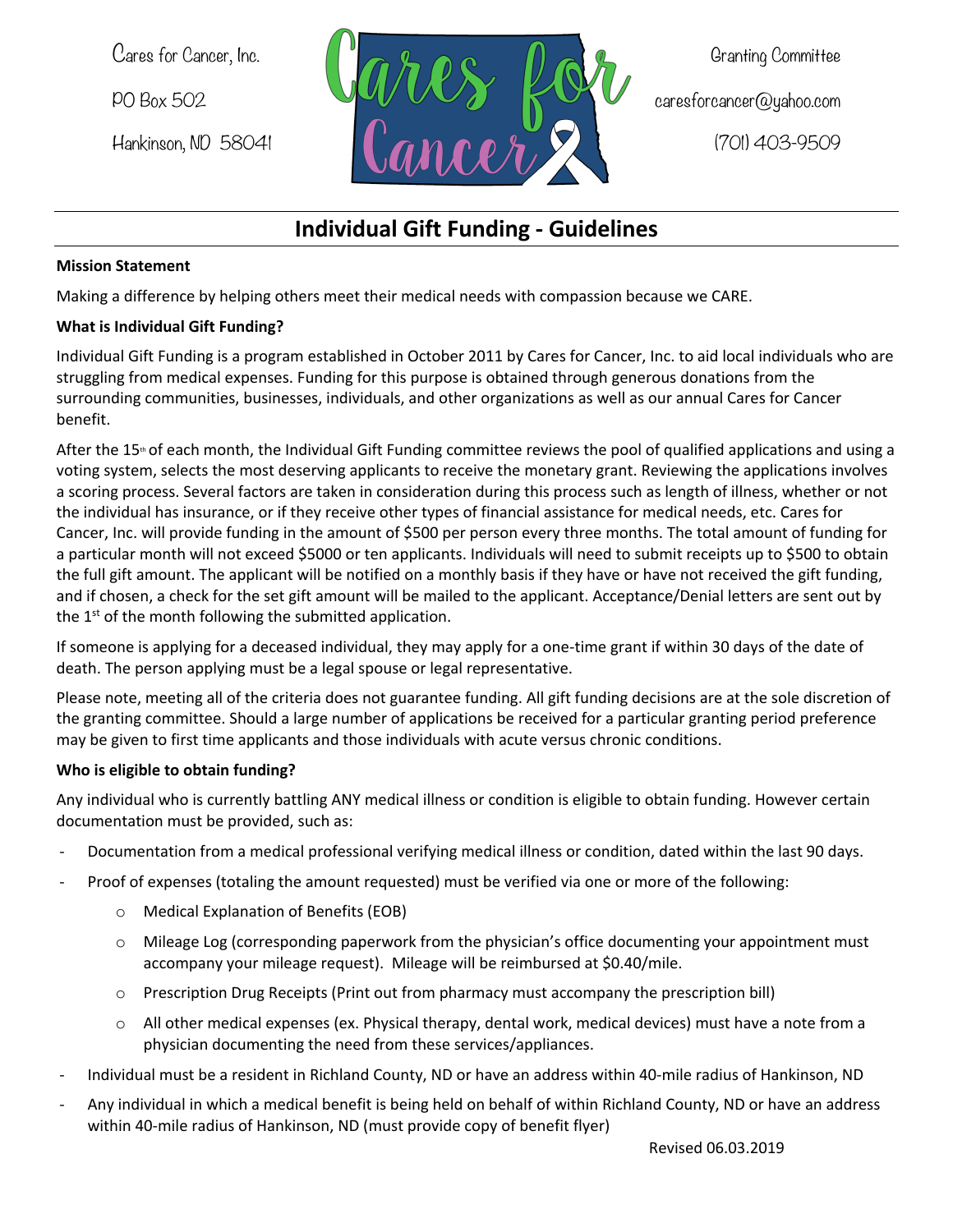Cares for Cancer, Inc.

PO Box 502

Hankinson, ND 58041

Granting Committee

caresforcancer@yahoo.com

(701) 403-9509

# Individual Gift Funding - Guidelines

**Mission Statement**

Making a difference by helping others meet their medical needs with compassion because we CARE.

**What is Individual Gift Funding?**

Individual Gift Funding is a program established in October 2011 by Cares for Cancer, Inc. to aid local individuals who are struggling from medical expenses. Funding for this purpose is obtained through generous donations from the surrounding communities, businesses, individuals, and other organizations as well as our annual Cares for Cancer benefit.

After the 15th of each month, the Individual Gift Funding committee reviews the pool of qualified applications and using a voting system, selects the most deserving applicants to receive the monetary grant. Reviewing the applications involves a scoring process. Several factors are taken in consideration during this process such as length of illness, whether or not the individual has insurance, or if they receive other types of financial assistance for medical needs, etc. Cares for Cancer, Inc. will provide funding in the amount of $500 per person every three months. The total amount of funding for a particular month will not exceed $5000 or ten applicants. Individuals will need to submit receipts up to $500 to obtain the full gift amount. The applicant will be notified on a monthly basis if they have or have not received the gift funding, and if chosen, a check for the set gift amount will be mailed to the applicant. Acceptance/Denial letters are sent out by the 1st of the month following the submitted application.

If someone is applying for a deceased individual, they may apply for a one-time grant if within 30 days of the date of death. The person applying must be a legal spouse or legal representative.

Please note, meeting all of the criteria does not guarantee funding. All gift funding decisions are at the sole discretion of the granting committee. Should a large number of applications be received for a particular granting period preference may be given to first time applicants and those individuals with acute versus chronic conditions.

**Who is eligible to obtain funding?**

Any individual who is currently battling ANY medical illness or condition is eligible to obtain funding. However certain documentation must be provided, such as:

- Documentation from a medical professional verifying medical illness or condition, dated within the last 90 days.
- Proof of expenses (totaling the amount requested) must be verified via one or more of the following:
  - Medical Explanation of Benefits (EOB)
  - Mileage Log (corresponding paperwork from the physician's office documenting your appointment must accompany your mileage request). Mileage will be reimbursed at $0.40/mile.
  - Prescription Drug Receipts (Print out from pharmacy must accompany the prescription bill)
  - All other medical expenses (ex. Physical therapy, dental work, medical devices) must have a note from a physician documenting the need from these services/appliances.
- Individual must be a resident in Richland County, ND or have an address within 40-mile radius of Hankinson, ND
- Any individual in which a medical benefit is being held on behalf of within Richland County, ND or have an address within 40-mile radius of Hankinson, ND (must provide copy of benefit flyer)

Revised 06.03.2019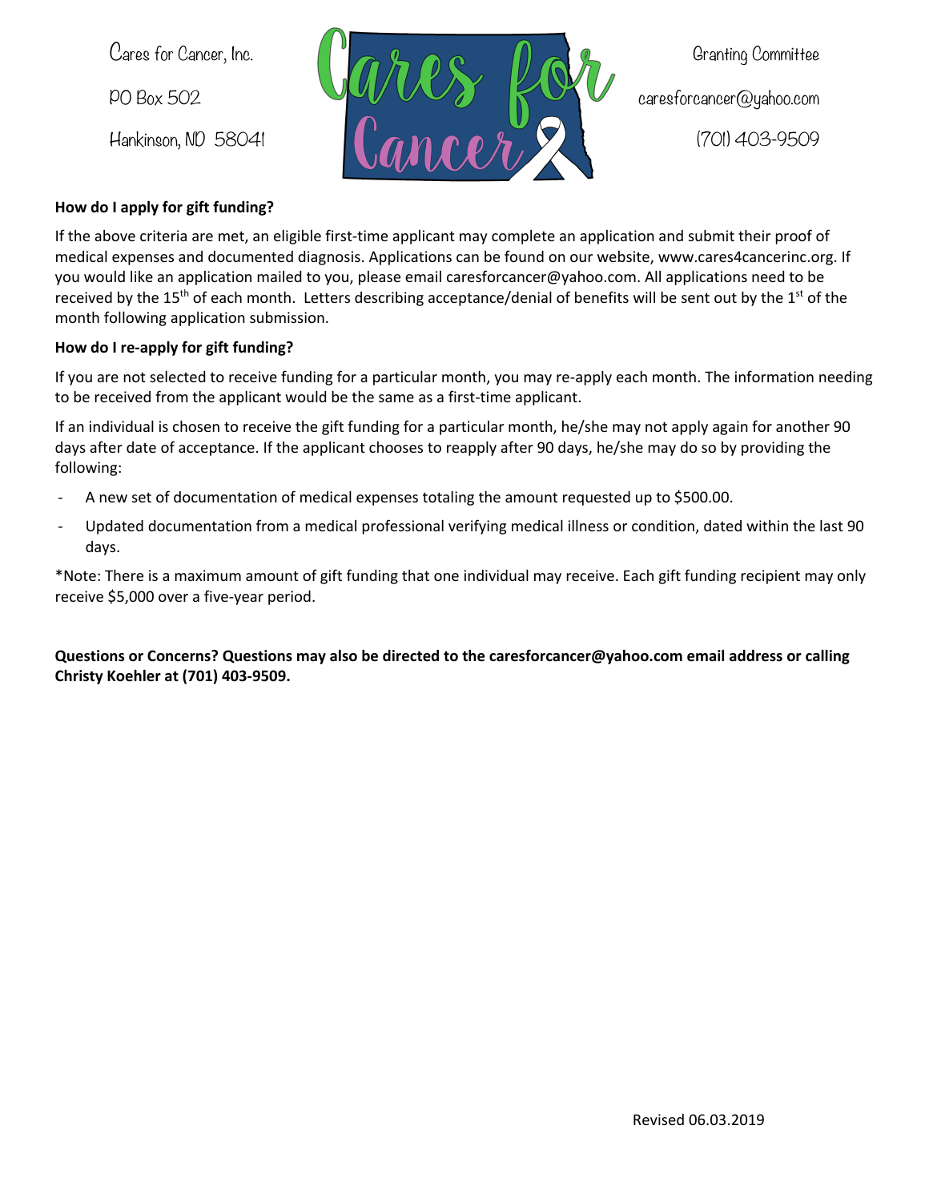Cares for Cancer, Inc.

PO Box 502

Hankinson, ND 58041

Granting Committee

caresforcancer@yahoo.com

(701) 403-9509

**How do I apply for gift funding?**

If the above criteria are met, an eligible first-time applicant may complete an application and submit their proof of medical expenses and documented diagnosis. Applications can be found on our website, www.cares4cancerinc.org. If you would like an application mailed to you, please email caresforcancer@yahoo.com. All applications need to be received by the 15th of each month. Letters describing acceptance/denial of benefits will be sent out by the 1st of the month following application submission.

**How do I re-apply for gift funding?**

If you are not selected to receive funding for a particular month, you may re-apply each month. The information needing to be received from the applicant would be the same as a first-time applicant.

If an individual is chosen to receive the gift funding for a particular month, he/she may not apply again for another 90 days after date of acceptance. If the applicant chooses to reapply after 90 days, he/she may do so by providing the following:

- A new set of documentation of medical expenses totaling the amount requested up to $500.00.
- Updated documentation from a medical professional verifying medical illness or condition, dated within the last 90 days.

*Note: There is a maximum amount of gift funding that one individual may receive. Each gift funding recipient may only receive $5,000 over a five-year period.

**Questions or Concerns? Questions may also be directed to the caresforcancer@yahoo.com email address or calling Christy Koehler at (701) 403-9509.**

Revised 06.03.2019